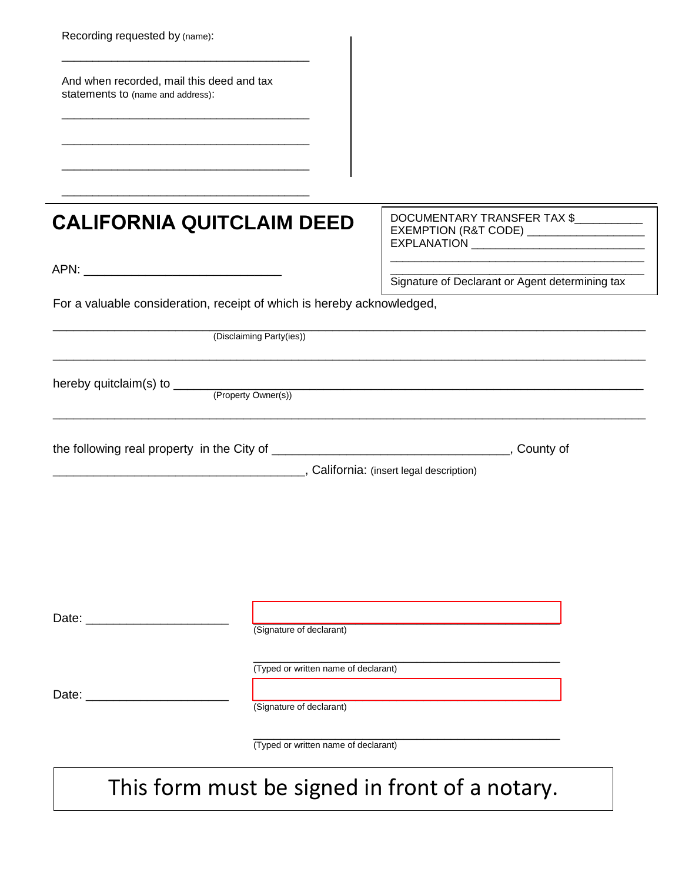Recording requested by (name):

\_\_\_\_\_\_\_\_\_\_\_\_\_\_\_\_\_\_\_\_\_\_\_\_\_\_\_\_\_\_\_\_\_\_\_\_\_\_

And when recorded, mail this deed and tax statements to (name and address):

\_\_\_\_\_\_\_\_\_\_\_\_\_\_\_\_\_\_\_\_\_\_\_\_\_\_\_\_\_\_\_\_\_\_\_\_\_\_

\_\_\_\_\_\_\_\_\_\_\_\_\_\_\_\_\_\_\_\_\_\_\_\_\_\_\_\_\_\_\_\_\_\_\_\_\_\_

\_\_\_\_\_\_\_\_\_\_\_\_\_\_\_\_\_\_\_\_\_\_\_\_\_\_\_\_\_\_\_\_\_\_\_\_\_\_

\_\_\_\_\_\_\_\_\_\_\_\_\_\_\_\_\_\_\_\_\_\_\_\_\_\_\_\_\_\_\_\_\_\_\_\_\_\_

# CALIFORNIA QUITCLAIM DEED

APN: \_\_\_\_\_\_\_\_\_\_\_\_\_\_\_\_\_\_\_\_\_\_\_\_\_\_\_\_

DOCUMENTARY TRANSFER TAX $\_\_\_\_\_\_\_\_\_\_
EXEMPTION (R&T CODE) \_\_\_\_\_\_\_\_\_\_\_\_\_\_\_\_\_\_
EXPLANATION \_\_\_\_\_\_\_\_\_\_\_\_\_\_\_\_\_\_\_\_\_\_\_\_\_\_\_\_
\_\_\_\_\_\_\_\_\_\_\_\_\_\_\_\_\_\_\_\_\_\_\_\_\_\_\_\_\_\_\_\_\_\_\_\_\_\_\_\_
\_\_\_\_\_\_\_\_\_\_\_\_\_\_\_\_\_\_\_\_\_\_\_\_\_\_\_\_\_\_\_\_\_\_\_\_\_\_\_\_
Signature of Declarant or Agent determining tax

For a valuable consideration, receipt of which is hereby acknowledged,

\_\_\_\_\_\_\_\_\_\_\_\_\_\_\_\_\_\_\_\_\_\_\_\_\_\_\_\_\_\_\_\_\_\_\_\_\_\_\_\_\_\_\_\_\_\_\_\_\_\_\_\_\_\_\_\_\_\_\_\_\_\_\_\_\_\_\_\_\_\_\_\_\_\_\_\_\_\_\_\_
(Disclaiming Party(ies))

\_\_\_\_\_\_\_\_\_\_\_\_\_\_\_\_\_\_\_\_\_\_\_\_\_\_\_\_\_\_\_\_\_\_\_\_\_\_\_\_\_\_\_\_\_\_\_\_\_\_\_\_\_\_\_\_\_\_\_\_\_\_\_\_\_\_\_\_\_\_\_\_\_\_\_\_\_\_\_\_

hereby quitclaim(s) to \_\_\_\_\_\_\_\_\_\_\_\_\_\_\_\_\_\_\_\_\_\_\_\_\_\_\_\_\_\_\_\_\_\_\_\_\_\_\_\_\_\_\_\_\_\_\_\_\_\_\_\_\_\_\_\_\_\_\_\_
(Property Owner(s))

\_\_\_\_\_\_\_\_\_\_\_\_\_\_\_\_\_\_\_\_\_\_\_\_\_\_\_\_\_\_\_\_\_\_\_\_\_\_\_\_\_\_\_\_\_\_\_\_\_\_\_\_\_\_\_\_\_\_\_\_\_\_\_\_\_\_\_\_\_\_\_\_\_\_\_\_\_\_\_\_

the following real property in the City of \_\_\_\_\_\_\_\_\_\_\_\_\_\_\_\_\_\_\_\_\_\_\_\_\_\_\_\_\_\_\_\_\_\_\_, County of \_\_\_\_\_\_\_\_\_\_\_\_\_\_\_\_\_\_\_\_\_\_\_\_\_\_\_\_\_\_\_\_\_\_\_\_\_, California: (insert legal description)

Date: \_\_\_\_\_\_\_\_\_\_\_\_\_\_\_\_\_\_\_\_

\_\_\_\_\_\_\_\_\_\_\_\_\_\_\_\_\_\_\_\_\_\_\_\_\_\_\_\_\_\_\_\_\_\_\_\_\_\_\_\_\_\_\_\_
(Signature of declarant)

\_\_\_\_\_\_\_\_\_\_\_\_\_\_\_\_\_\_\_\_\_\_\_\_\_\_\_\_\_\_\_\_\_\_\_\_\_\_\_\_\_\_\_\_
(Typed or written name of declarant)

Date: \_\_\_\_\_\_\_\_\_\_\_\_\_\_\_\_\_\_\_\_

\_\_\_\_\_\_\_\_\_\_\_\_\_\_\_\_\_\_\_\_\_\_\_\_\_\_\_\_\_\_\_\_\_\_\_\_\_\_\_\_\_\_\_\_
(Signature of declarant)

\_\_\_\_\_\_\_\_\_\_\_\_\_\_\_\_\_\_\_\_\_\_\_\_\_\_\_\_\_\_\_\_\_\_\_\_\_\_\_\_\_\_\_\_
(Typed or written name of declarant)

**This form must be signed in front of a notary.**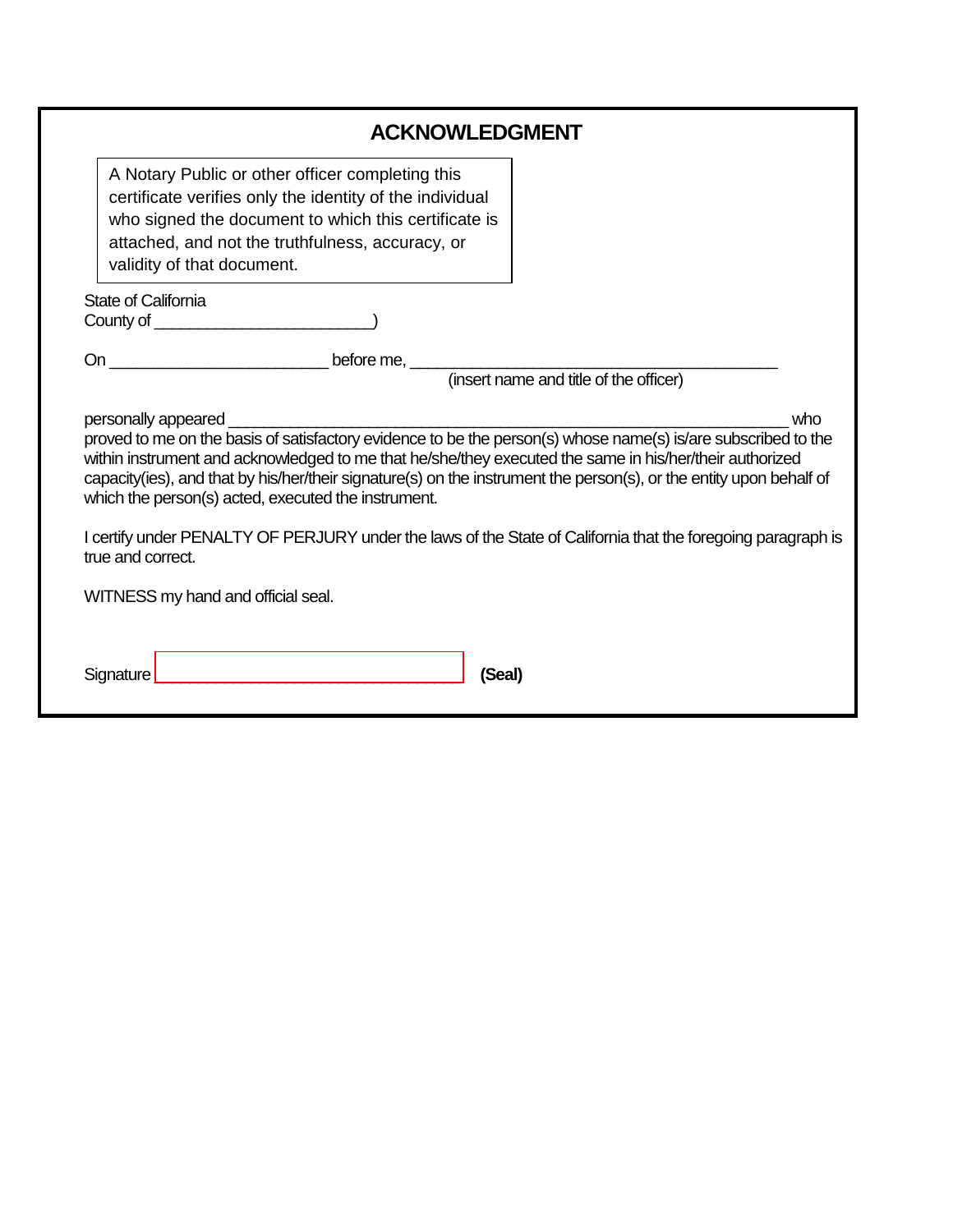# ACKNOWLEDGMENT

A Notary Public or other officer completing this certificate verifies only the identity of the individual who signed the document to which this certificate is attached, and not the truthfulness, accuracy, or validity of that document.

State of California
County of ________________________)

On ________________________ before me, __________________________________________
(insert name and title of the officer)

personally appeared ________________________________________________________________ who proved to me on the basis of satisfactory evidence to be the person(s) whose name(s) is/are subscribed to the within instrument and acknowledged to me that he/she/they executed the same in his/her/their authorized capacity(ies), and that by his/her/their signature(s) on the instrument the person(s), or the entity upon behalf of which the person(s) acted, executed the instrument.

I certify under PENALTY OF PERJURY under the laws of the State of California that the foregoing paragraph is true and correct.

WITNESS my hand and official seal.

Signature __________________________________ **(Seal)**